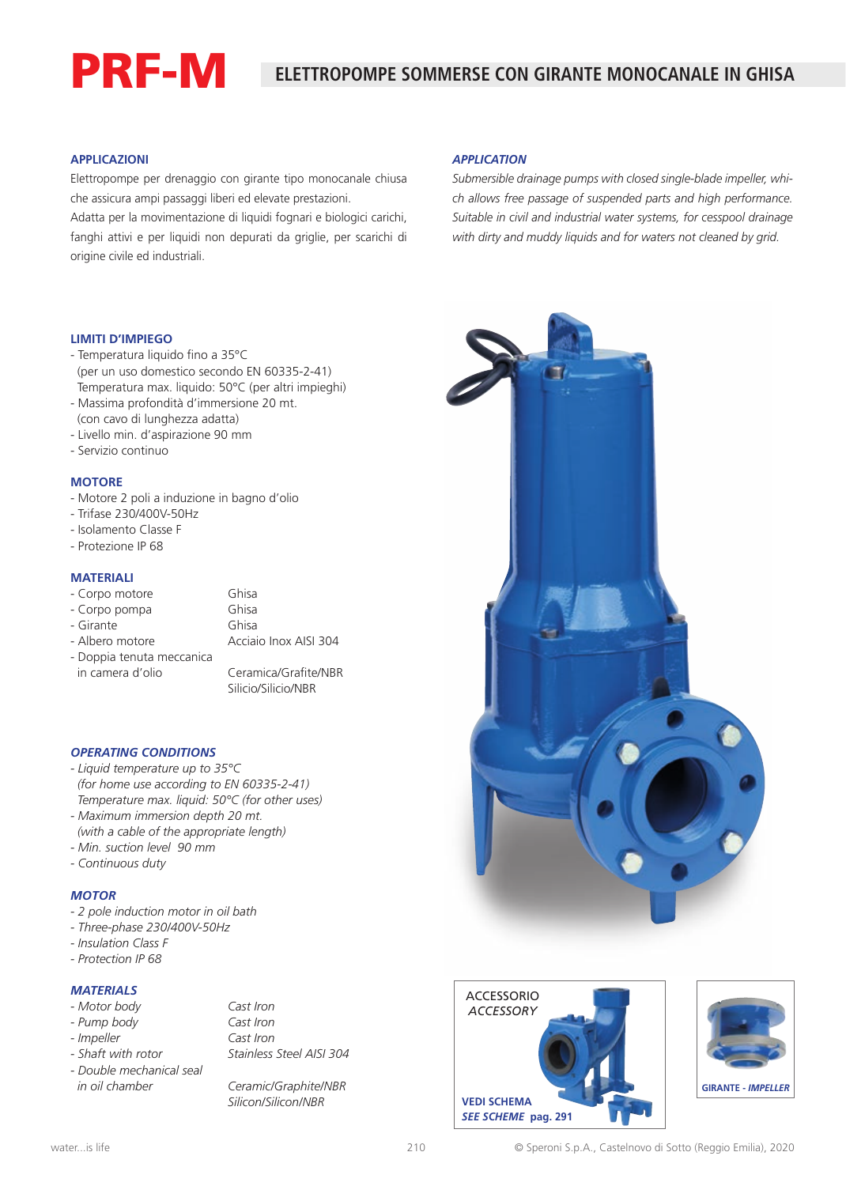# PRF-M

## ELETTROPOMPE SOMMERSE CON GIRANTE MONOCANALE IN GHISA

### APPLICAZIONI

Elettropompe per drenaggio con girante tipo monocanale chiusa che assicura ampi passaggi liberi ed elevate prestazioni.
Adatta per la movimentazione di liquidi fognari e biologici carichi, fanghi attivi e per liquidi non depurati da griglie, per scarichi di origine civile ed industriali.

### *APPLICATION*

*Submersible drainage pumps with closed single-blade impeller, which allows free passage of suspended parts and high performance. Suitable in civil and industrial water systems, for cesspool drainage with dirty and muddy liquids and for waters not cleaned by grid.*

### LIMITI D'IMPIEGO

- Temperatura liquido fino a 35°C
  (per un uso domestico secondo EN 60335-2-41)
  Temperatura max. liquido: 50°C (per altri impieghi)
- Massima profondità d'immersione 20 mt.
  (con cavo di lunghezza adatta)
- Livello min. d'aspirazione 90 mm
- Servizio continuo

### MOTORE

- Motore 2 poli a induzione in bagno d'olio
- Trifase 230/400V-50Hz
- Isolamento Classe F
- Protezione IP 68

### MATERIALI

| | |
|---|---|
| - Corpo motore | Ghisa |
| - Corpo pompa | Ghisa |
| - Girante | Ghisa |
| - Albero motore | Acciaio Inox AISI 304 |
| - Doppia tenuta meccanica in camera d'olio | Ceramica/Grafite/NBR<br>Silicio/Silicio/NBR |

### *OPERATING CONDITIONS*

- *Liquid temperature up to 35°C*
  *(for home use according to EN 60335-2-41)*
  *Temperature max. liquid: 50°C (for other uses)*
- *Maximum immersion depth 20 mt.*
  *(with a cable of the appropriate length)*
- *Min. suction level 90 mm*
- *Continuous duty*

### *MOTOR*

- *2 pole induction motor in oil bath*
- *Three-phase 230/400V-50Hz*
- *Insulation Class F*
- *Protection IP 68*

### *MATERIALS*

| | |
|---|---|
| *- Motor body* | *Cast Iron* |
| *- Pump body* | *Cast Iron* |
| *- Impeller* | *Cast Iron* |
| *- Shaft with rotor* | *Stainless Steel AISI 304* |
| *- Double mechanical seal in oil chamber* | *Ceramic/Graphite/NBR*<br>*Silicon/Silicon/NBR* |

ACCESSORIO
*ACCESSORY*

**VEDI SCHEMA**
***SEE SCHEME* pag. 291**

**GIRANTE - *IMPELLER***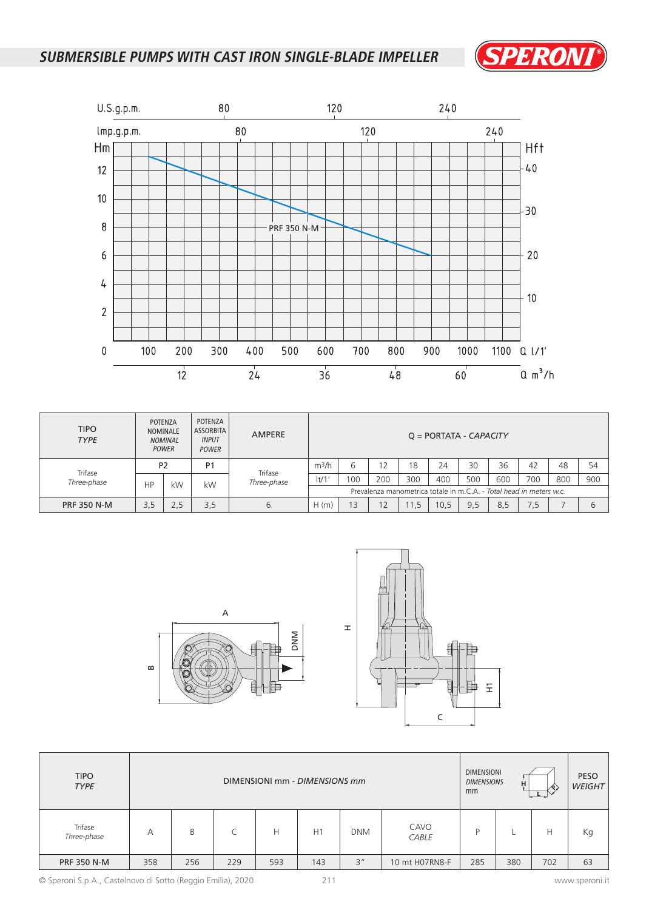## SUBMERSIBLE PUMPS WITH CAST IRON SINGLE-BLADE IMPELLER

SPERONI

U.S.g.p.m. 80 120 240

Imp.g.p.m. 80 120 240

Hm 12 10 8 6 4 2 0

Hft 40 30 20 10

PRF 350 N-M

100 200 300 400 500 600 700 800 900 1000 1100 Q l/1'

12 24 36 48 60 Q $m^3/h$

| TIPO *TYPE* | POTENZA NOMINALE *NOMINAL POWER* | | POTENZA ASSORBITA *INPUT POWER* | AMPERE | Q = PORTATA - *CAPACITY* | | | | | | | | | |
|---|---|---|---|---|---|---|---|---|---|---|---|---|---|---|
| Trifase *Three-phase* | P2 | | P1 | Trifase *Three-phase* | $m^3/h$ | 6 | 12 | 18 | 24 | 30 | 36 | 42 | 48 | 54 |
| | HP | kW | kW | | lt/1' | 100 | 200 | 300 | 400 | 500 | 600 | 700 | 800 | 900 |
| | | | | | Prevalenza manometrica totale in m.C.A. - *Total head in meters w.c.* | | | | | | | | | |
| **PRF 350 N-M** | 3,5 | 2,5 | 3,5 | 6 | H (m) | 13 | 12 | 11,5 | 10,5 | 9,5 | 8,5 | 7,5 | 7 | 6 |

A B DNM H H1 C

| TIPO *TYPE* | DIMENSIONI mm - *DIMENSIONS mm* | | | | | | | DIMENSIONI *DIMENSIONS* mm | | | PESO *WEIGHT* |
|---|---|---|---|---|---|---|---|---|---|---|---|
| Trifase *Three-phase* | A | B | C | H | H1 | DNM | CAVO *CABLE* | P | L | H | Kg |
| **PRF 350 N-M** | 358 | 256 | 229 | 593 | 143 | 3" | 10 mt H07RN8-F | 285 | 380 | 702 | 63 |

© Speroni S.p.A., Castelnovo di Sotto (Reggio Emilia), 2020 www.speroni.it